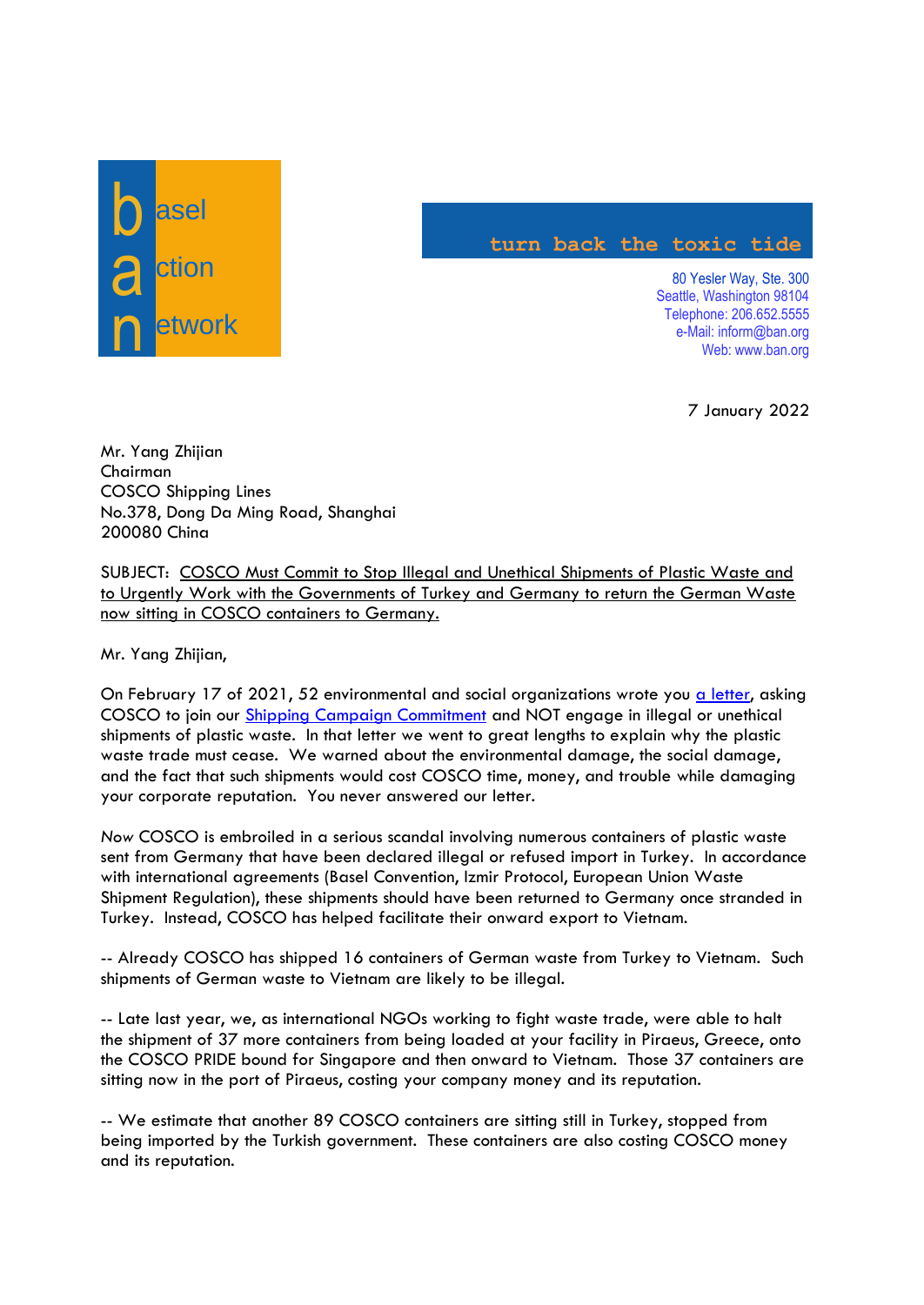basel action network

turn back the toxic tide

80 Yesler Way, Ste. 300
Seattle, Washington 98104
Telephone: 206.652.5555
e-Mail: inform@ban.org
Web: www.ban.org

7 January 2022

Mr. Yang Zhijian
Chairman
COSCO Shipping Lines
No.378, Dong Da Ming Road, Shanghai
200080 China

SUBJECT: COSCO Must Commit to Stop Illegal and Unethical Shipments of Plastic Waste and to Urgently Work with the Governments of Turkey and Germany to return the German Waste now sitting in COSCO containers to Germany.

Mr. Yang Zhijian,

On February 17 of 2021, 52 environmental and social organizations wrote you a letter, asking COSCO to join our Shipping Campaign Commitment and NOT engage in illegal or unethical shipments of plastic waste. In that letter we went to great lengths to explain why the plastic waste trade must cease. We warned about the environmental damage, the social damage, and the fact that such shipments would cost COSCO time, money, and trouble while damaging your corporate reputation. You never answered our letter.

*Now* COSCO is embroiled in a serious scandal involving numerous containers of plastic waste sent from Germany that have been declared illegal or refused import in Turkey. In accordance with international agreements (Basel Convention, Izmir Protocol, European Union Waste Shipment Regulation), these shipments should have been returned to Germany once stranded in Turkey. Instead, COSCO has helped facilitate their onward export to Vietnam.

-- Already COSCO has shipped 16 containers of German waste from Turkey to Vietnam. Such shipments of German waste to Vietnam are likely to be illegal.

-- Late last year, we, as international NGOs working to fight waste trade, were able to halt the shipment of 37 more containers from being loaded at your facility in Piraeus, Greece, onto the COSCO PRIDE bound for Singapore and then onward to Vietnam. Those 37 containers are sitting now in the port of Piraeus, costing your company money and its reputation.

-- We estimate that another 89 COSCO containers are sitting still in Turkey, stopped from being imported by the Turkish government. These containers are also costing COSCO money and its reputation.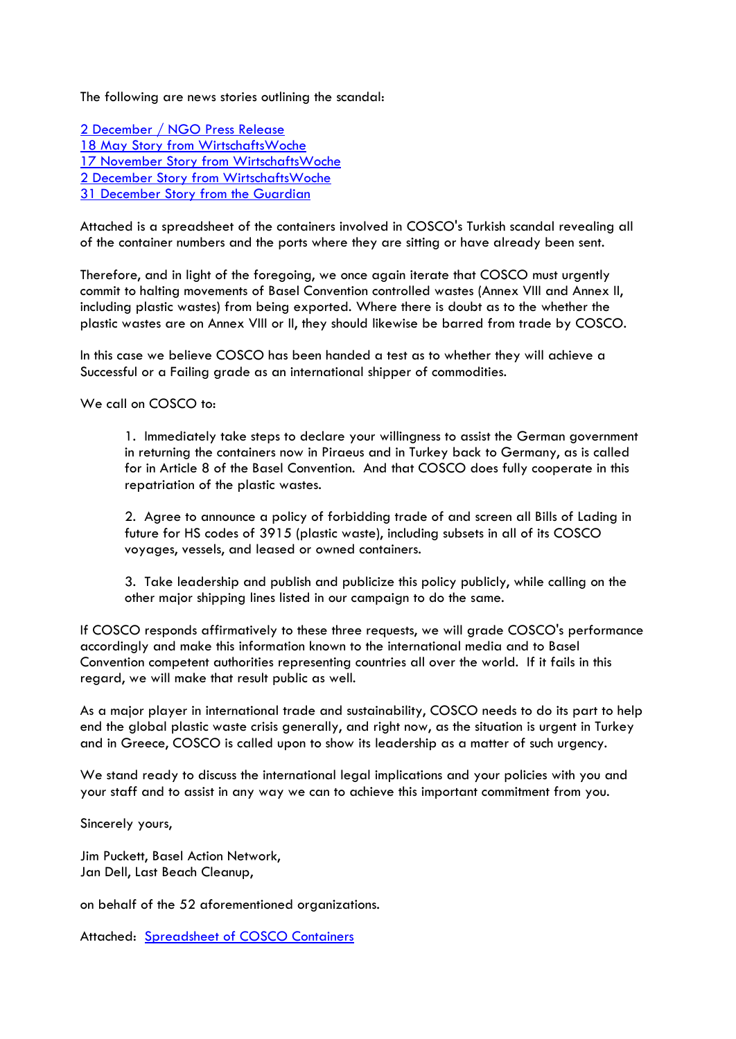The following are news stories outlining the scandal:

[2 December / NGO Press Release](#)
[18 May Story from WirtschaftsWoche](#)
[17 November Story from WirtschaftsWoche](#)
[2 December Story from WirtschaftsWoche](#)
[31 December Story from the Guardian](#)

Attached is a spreadsheet of the containers involved in COSCO's Turkish scandal revealing all of the container numbers and the ports where they are sitting or have already been sent.

Therefore, and in light of the foregoing, we once again iterate that COSCO must urgently commit to halting movements of Basel Convention controlled wastes (Annex VIII and Annex II, including plastic wastes) from being exported. Where there is doubt as to the whether the plastic wastes are on Annex VIII or II, they should likewise be barred from trade by COSCO.

In this case we believe COSCO has been handed a test as to whether they will achieve a Successful or a Failing grade as an international shipper of commodities.

We call on COSCO to:

> 1. Immediately take steps to declare your willingness to assist the German government in returning the containers now in Piraeus and in Turkey back to Germany, as is called for in Article 8 of the Basel Convention. And that COSCO does fully cooperate in this repatriation of the plastic wastes.
>
> 2. Agree to announce a policy of forbidding trade of and screen all Bills of Lading in future for HS codes of 3915 (plastic waste), including subsets in all of its COSCO voyages, vessels, and leased or owned containers.
>
> 3. Take leadership and publish and publicize this policy publicly, while calling on the other major shipping lines listed in our campaign to do the same.

If COSCO responds affirmatively to these three requests, we will grade COSCO's performance accordingly and make this information known to the international media and to Basel Convention competent authorities representing countries all over the world. If it fails in this regard, we will make that result public as well.

As a major player in international trade and sustainability, COSCO needs to do its part to help end the global plastic waste crisis generally, and right now, as the situation is urgent in Turkey and in Greece, COSCO is called upon to show its leadership as a matter of such urgency.

We stand ready to discuss the international legal implications and your policies with you and your staff and to assist in any way we can to achieve this important commitment from you.

Sincerely yours,

Jim Puckett, Basel Action Network,
Jan Dell, Last Beach Cleanup,

on behalf of the 52 aforementioned organizations.

Attached: [Spreadsheet of COSCO Containers](#)